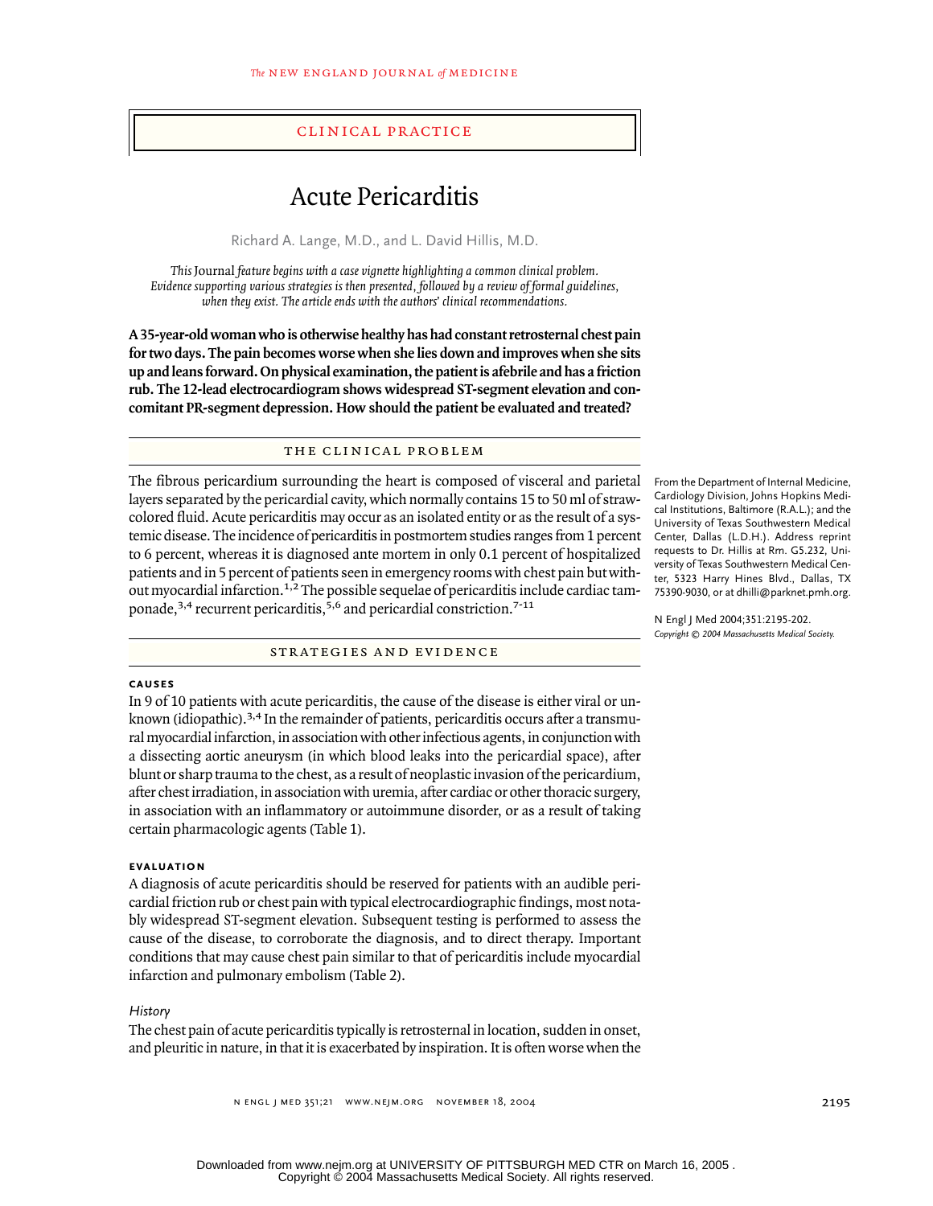CLINICAL PRACTICE

# Acute Pericarditis

Richard A. Lange, M.D., and L. David Hillis, M.D.

*This* Journal *feature begins with a case vignette highlighting a common clinical problem. Evidence supporting various strategies is then presented, followed by a review of formal guidelines, when they exist. The article ends with the authors' clinical recommendations.*

**A 35-year-old woman who is otherwise healthy has had constant retrosternal chest pain for two days. The pain becomes worse when she lies down and improves when she sits up and leans forward. On physical examination, the patient is afebrile and has a friction rub. The 12-lead electrocardiogram shows widespread ST-segment elevation and concomitant PR-segment depression. How should the patient be evaluated and treated?**

## THE CLINICAL PROBLEM

The fibrous pericardium surrounding the heart is composed of visceral and parietal layers separated by the pericardial cavity, which normally contains 15 to 50 ml of straw-colored fluid. Acute pericarditis may occur as an isolated entity or as the result of a systemic disease. The incidence of pericarditis in postmortem studies ranges from 1 percent to 6 percent, whereas it is diagnosed ante mortem in only 0.1 percent of hospitalized patients and in 5 percent of patients seen in emergency rooms with chest pain but without myocardial infarction.[1,2] The possible sequelae of pericarditis include cardiac tamponade,[3,4] recurrent pericarditis,[5,6] and pericardial constriction.[7-11]

From the Department of Internal Medicine, Cardiology Division, Johns Hopkins Medical Institutions, Baltimore (R.A.L.); and the University of Texas Southwestern Medical Center, Dallas (L.D.H.). Address reprint requests to Dr. Hillis at Rm. G5.232, University of Texas Southwestern Medical Center, 5323 Harry Hines Blvd., Dallas, TX 75390-9030, or at dhilli@parknet.pmh.org.

N Engl J Med 2004;351:2195-202.
*Copyright © 2004 Massachusetts Medical Society.*

## STRATEGIES AND EVIDENCE

### CAUSES

In 9 of 10 patients with acute pericarditis, the cause of the disease is either viral or unknown (idiopathic).[3,4] In the remainder of patients, pericarditis occurs after a transmural myocardial infarction, in association with other infectious agents, in conjunction with a dissecting aortic aneurysm (in which blood leaks into the pericardial space), after blunt or sharp trauma to the chest, as a result of neoplastic invasion of the pericardium, after chest irradiation, in association with uremia, after cardiac or other thoracic surgery, in association with an inflammatory or autoimmune disorder, or as a result of taking certain pharmacologic agents (Table 1).

### EVALUATION

A diagnosis of acute pericarditis should be reserved for patients with an audible pericardial friction rub or chest pain with typical electrocardiographic findings, most notably widespread ST-segment elevation. Subsequent testing is performed to assess the cause of the disease, to corroborate the diagnosis, and to direct therapy. Important conditions that may cause chest pain similar to that of pericarditis include myocardial infarction and pulmonary embolism (Table 2).

#### *History*

The chest pain of acute pericarditis typically is retrosternal in location, sudden in onset, and pleuritic in nature, in that it is exacerbated by inspiration. It is often worse when the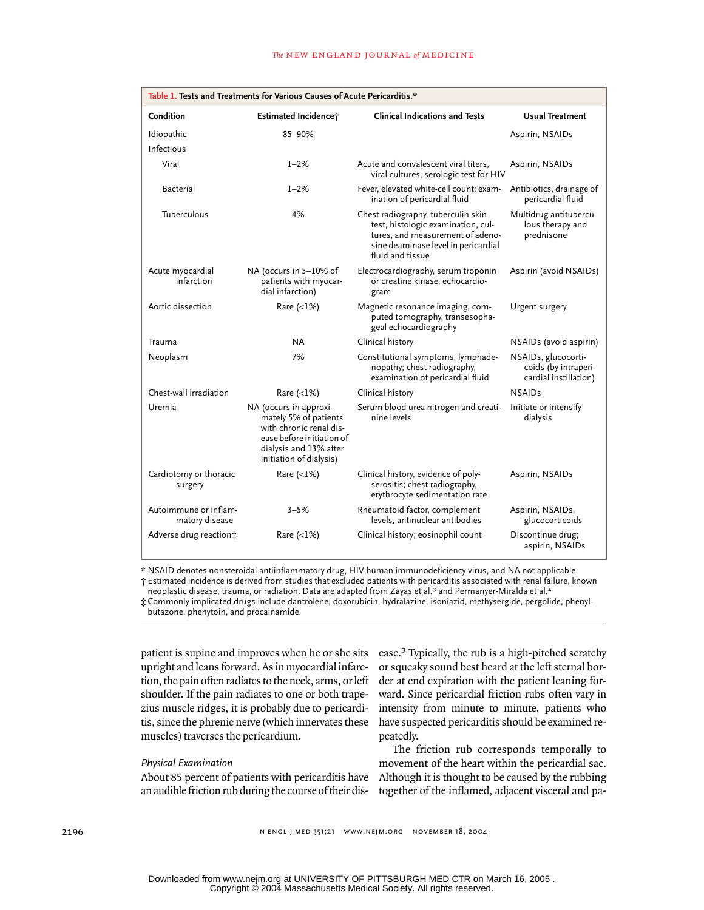**Table 1. Tests and Treatments for Various Causes of Acute Pericarditis.***

| Condition | Estimated Incidence† | Clinical Indications and Tests | Usual Treatment |
|---|---|---|---|
| Idiopathic | 85–90% | | Aspirin, NSAIDs |
| Infectious | | | |
| Viral | 1–2% | Acute and convalescent viral titers, viral cultures, serologic test for HIV | Aspirin, NSAIDs |
| Bacterial | 1–2% | Fever, elevated white-cell count; examination of pericardial fluid | Antibiotics, drainage of pericardial fluid |
| Tuberculous | 4% | Chest radiography, tuberculin skin test, histologic examination, cultures, and measurement of adenosine deaminase level in pericardial fluid and tissue | Multidrug antituberculous therapy and prednisone |
| Acute myocardial infarction | NA (occurs in 5–10% of patients with myocardial infarction) | Electrocardiography, serum troponin or creatine kinase, echocardiogram | Aspirin (avoid NSAIDs) |
| Aortic dissection | Rare (<1%) | Magnetic resonance imaging, computed tomography, transesophageal echocardiography | Urgent surgery |
| Trauma | NA | Clinical history | NSAIDs (avoid aspirin) |
| Neoplasm | 7% | Constitutional symptoms, lymphadenopathy; chest radiography, examination of pericardial fluid | NSAIDs, glucocorticoids (by intrapericardial instillation) |
| Chest-wall irradiation | Rare (<1%) | Clinical history | NSAIDs |
| Uremia | NA (occurs in approximately 5% of patients with chronic renal disease before initiation of dialysis and 13% after initiation of dialysis) | Serum blood urea nitrogen and creatinine levels | Initiate or intensify dialysis |
| Cardiotomy or thoracic surgery | Rare (<1%) | Clinical history, evidence of polyserositis; chest radiography, erythrocyte sedimentation rate | Aspirin, NSAIDs |
| Autoimmune or inflammatory disease | 3–5% | Rheumatoid factor, complement levels, antinuclear antibodies | Aspirin, NSAIDs, glucocorticoids |
| Adverse drug reaction‡ | Rare (<1%) | Clinical history; eosinophil count | Discontinue drug; aspirin, NSAIDs |

\* NSAID denotes nonsteroidal antiinflammatory drug, HIV human immunodeficiency virus, and NA not applicable.
† Estimated incidence is derived from studies that excluded patients with pericarditis associated with renal failure, known neoplastic disease, trauma, or radiation. Data are adapted from Zayas et al.[3] and Permanyer-Miralda et al.[4]
‡ Commonly implicated drugs include dantrolene, doxorubicin, hydralazine, isoniazid, methysergide, pergolide, phenylbutazone, phenytoin, and procainamide.

patient is supine and improves when he or she sits upright and leans forward. As in myocardial infarction, the pain often radiates to the neck, arms, or left shoulder. If the pain radiates to one or both trapezius muscle ridges, it is probably due to pericarditis, since the phrenic nerve (which innervates these muscles) traverses the pericardium.

*Physical Examination*

About 85 percent of patients with pericarditis have an audible friction rub during the course of their disease.[3] Typically, the rub is a high-pitched scratchy or squeaky sound best heard at the left sternal border at end expiration with the patient leaning forward. Since pericardial friction rubs often vary in intensity from minute to minute, patients who have suspected pericarditis should be examined repeatedly.

The friction rub corresponds temporally to movement of the heart within the pericardial sac. Although it is thought to be caused by the rubbing together of the inflamed, adjacent visceral and pa-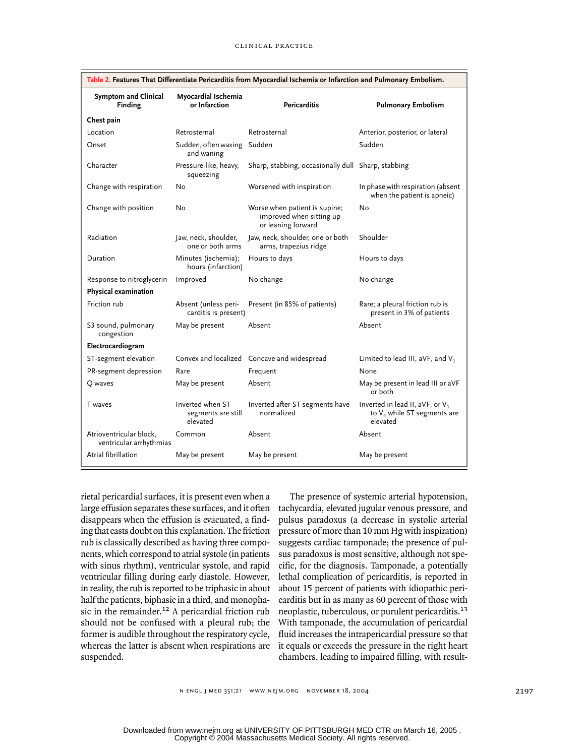**Table 2. Features That Differentiate Pericarditis from Myocardial Ischemia or Infarction and Pulmonary Embolism.**

| Symptom and Clinical Finding | Myocardial Ischemia or Infarction | Pericarditis | Pulmonary Embolism |
|---|---|---|---|
| **Chest pain** | | | |
| Location | Retrosternal | Retrosternal | Anterior, posterior, or lateral |
| Onset | Sudden, often waxing and waning | Sudden | Sudden |
| Character | Pressure-like, heavy, squeezing | Sharp, stabbing, occasionally dull | Sharp, stabbing |
| Change with respiration | No | Worsened with inspiration | In phase with respiration (absent when the patient is apneic) |
| Change with position | No | Worse when patient is supine; improved when sitting up or leaning forward | No |
| Radiation | Jaw, neck, shoulder, one or both arms | Jaw, neck, shoulder, one or both arms, trapezius ridge | Shoulder |
| Duration | Minutes (ischemia); hours (infarction) | Hours to days | Hours to days |
| Response to nitroglycerin | Improved | No change | No change |
| **Physical examination** | | | |
| Friction rub | Absent (unless pericarditis is present) | Present (in 85% of patients) | Rare; a pleural friction rub is present in 3% of patients |
| S3 sound, pulmonary congestion | May be present | Absent | Absent |
| **Electrocardiogram** | | | |
| ST-segment elevation | Convex and localized | Concave and widespread | Limited to lead III, aVF, and $V_1$ |
| PR-segment depression | Rare | Frequent | None |
| Q waves | May be present | Absent | May be present in lead III or aVF or both |
| T waves | Inverted when ST segments are still elevated | Inverted after ST segments have normalized | Inverted in lead II, aVF, or $V_1$ to $V_4$ while ST segments are elevated |
| Atrioventricular block, ventricular arrhythmias | Common | Absent | Absent |
| Atrial fibrillation | May be present | May be present | May be present |

rietal pericardial surfaces, it is present even when a large effusion separates these surfaces, and it often disappears when the effusion is evacuated, a finding that casts doubt on this explanation. The friction rub is classically described as having three components, which correspond to atrial systole (in patients with sinus rhythm), ventricular systole, and rapid ventricular filling during early diastole. However, in reality, the rub is reported to be triphasic in about half the patients, biphasic in a third, and monophasic in the remainder.[12] A pericardial friction rub should not be confused with a pleural rub; the former is audible throughout the respiratory cycle, whereas the latter is absent when respirations are suspended.

The presence of systemic arterial hypotension, tachycardia, elevated jugular venous pressure, and pulsus paradoxus (a decrease in systolic arterial pressure of more than 10 mm Hg with inspiration) suggests cardiac tamponade; the presence of pulsus paradoxus is most sensitive, although not specific, for the diagnosis. Tamponade, a potentially lethal complication of pericarditis, is reported in about 15 percent of patients with idiopathic pericarditis but in as many as 60 percent of those with neoplastic, tuberculous, or purulent pericarditis.[13] With tamponade, the accumulation of pericardial fluid increases the intrapericardial pressure so that it equals or exceeds the pressure in the right heart chambers, leading to impaired filling, with result-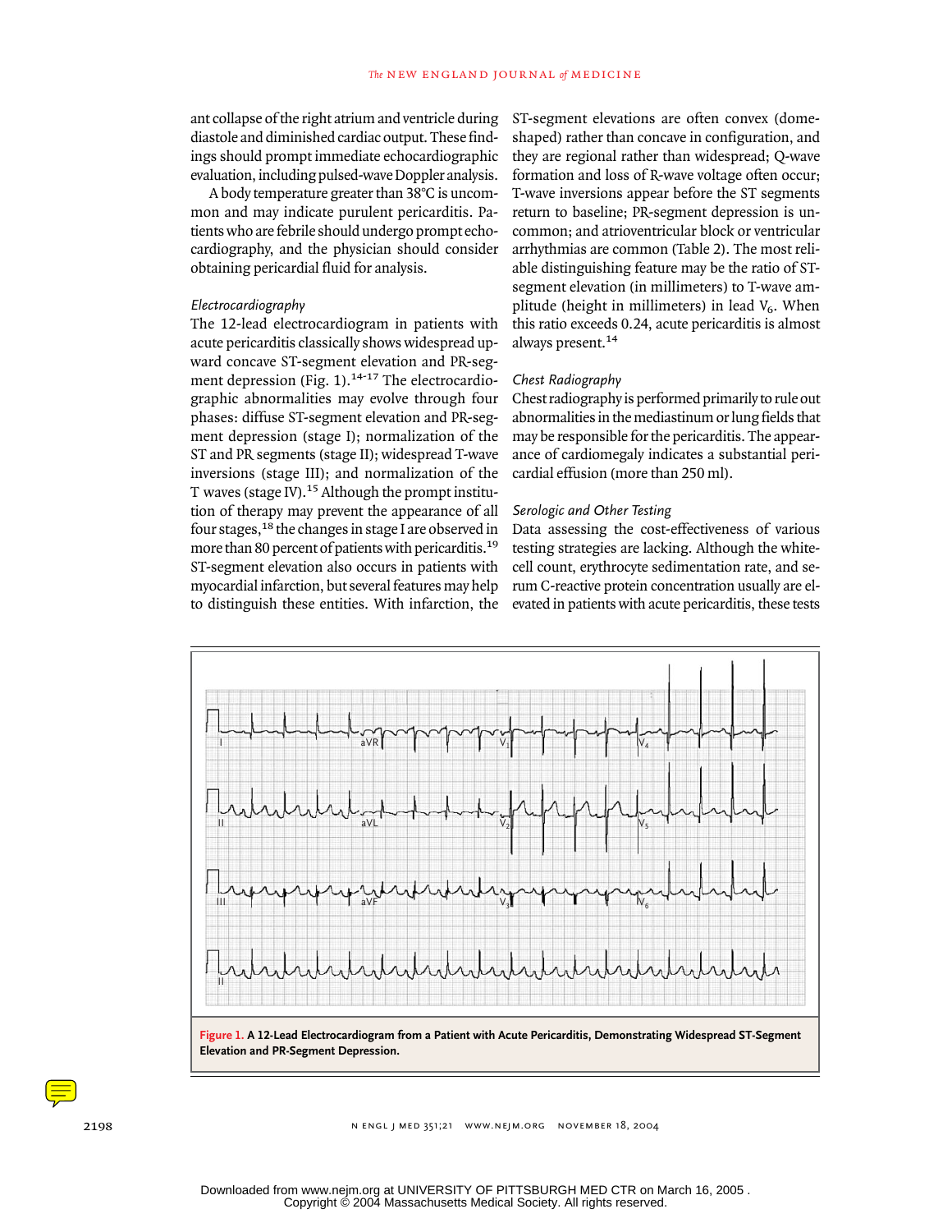ant collapse of the right atrium and ventricle during diastole and diminished cardiac output. These findings should prompt immediate echocardiographic evaluation, including pulsed-wave Doppler analysis.

A body temperature greater than 38°C is uncommon and may indicate purulent pericarditis. Patients who are febrile should undergo prompt echocardiography, and the physician should consider obtaining pericardial fluid for analysis.

### *Electrocardiography*

The 12-lead electrocardiogram in patients with acute pericarditis classically shows widespread upward concave ST-segment elevation and PR-segment depression (Fig. 1).[14-17] The electrocardiographic abnormalities may evolve through four phases: diffuse ST-segment elevation and PR-segment depression (stage I); normalization of the ST and PR segments (stage II); widespread T-wave inversions (stage III); and normalization of the T waves (stage IV).[15] Although the prompt institution of therapy may prevent the appearance of all four stages,[18] the changes in stage I are observed in more than 80 percent of patients with pericarditis.[19] ST-segment elevation also occurs in patients with myocardial infarction, but several features may help to distinguish these entities. With infarction, the ST-segment elevations are often convex (dome-shaped) rather than concave in configuration, and they are regional rather than widespread; Q-wave formation and loss of R-wave voltage often occur; T-wave inversions appear before the ST segments return to baseline; PR-segment depression is uncommon; and atrioventricular block or ventricular arrhythmias are common (Table 2). The most reliable distinguishing feature may be the ratio of ST-segment elevation (in millimeters) to T-wave amplitude (height in millimeters) in lead $V_6$. When this ratio exceeds 0.24, acute pericarditis is almost always present.[14]

### *Chest Radiography*

Chest radiography is performed primarily to rule out abnormalities in the mediastinum or lung fields that may be responsible for the pericarditis. The appearance of cardiomegaly indicates a substantial pericardial effusion (more than 250 ml).

### *Serologic and Other Testing*

Data assessing the cost-effectiveness of various testing strategies are lacking. Although the white-cell count, erythrocyte sedimentation rate, and serum C-reactive protein concentration usually are elevated in patients with acute pericarditis, these tests

**Figure 1. A 12-Lead Electrocardiogram from a Patient with Acute Pericarditis, Demonstrating Widespread ST-Segment Elevation and PR-Segment Depression.**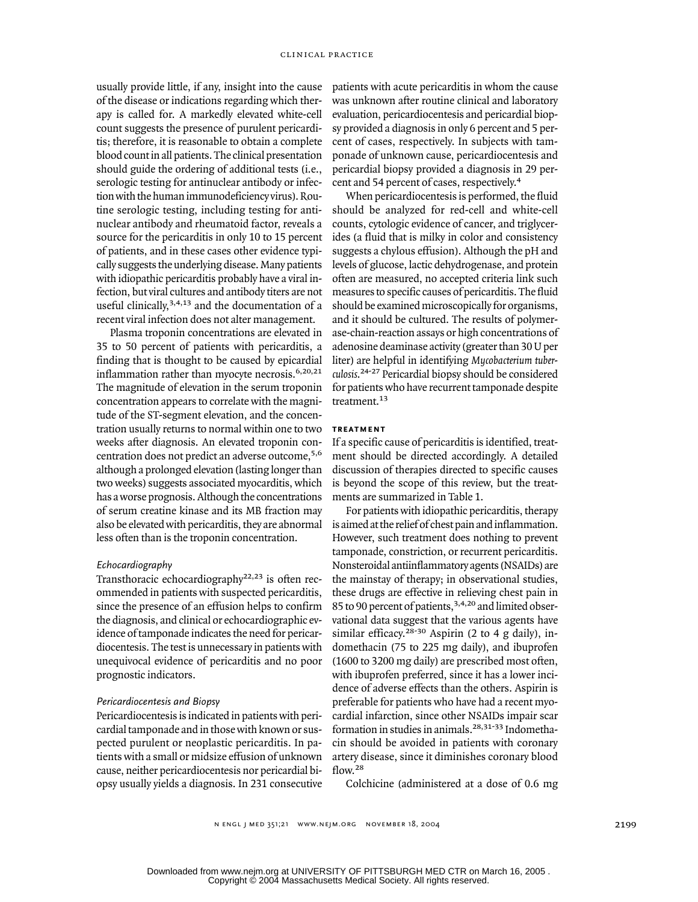usually provide little, if any, insight into the cause of the disease or indications regarding which therapy is called for. A markedly elevated white-cell count suggests the presence of purulent pericarditis; therefore, it is reasonable to obtain a complete blood count in all patients. The clinical presentation should guide the ordering of additional tests (i.e., serologic testing for antinuclear antibody or infection with the human immunodeficiency virus). Routine serologic testing, including testing for antinuclear antibody and rheumatoid factor, reveals a source for the pericarditis in only 10 to 15 percent of patients, and in these cases other evidence typically suggests the underlying disease. Many patients with idiopathic pericarditis probably have a viral infection, but viral cultures and antibody titers are not useful clinically,[3,4,13] and the documentation of a recent viral infection does not alter management.

Plasma troponin concentrations are elevated in 35 to 50 percent of patients with pericarditis, a finding that is thought to be caused by epicardial inflammation rather than myocyte necrosis.[6,20,21] The magnitude of elevation in the serum troponin concentration appears to correlate with the magnitude of the ST-segment elevation, and the concentration usually returns to normal within one to two weeks after diagnosis. An elevated troponin concentration does not predict an adverse outcome,[5,6] although a prolonged elevation (lasting longer than two weeks) suggests associated myocarditis, which has a worse prognosis. Although the concentrations of serum creatine kinase and its MB fraction may also be elevated with pericarditis, they are abnormal less often than is the troponin concentration.

### *Echocardiography*

Transthoracic echocardiography[22,23] is often recommended in patients with suspected pericarditis, since the presence of an effusion helps to confirm the diagnosis, and clinical or echocardiographic evidence of tamponade indicates the need for pericardiocentesis. The test is unnecessary in patients with unequivocal evidence of pericarditis and no poor prognostic indicators.

### *Pericardiocentesis and Biopsy*

Pericardiocentesis is indicated in patients with pericardial tamponade and in those with known or suspected purulent or neoplastic pericarditis. In patients with a small or midsize effusion of unknown cause, neither pericardiocentesis nor pericardial biopsy usually yields a diagnosis. In 231 consecutive patients with acute pericarditis in whom the cause was unknown after routine clinical and laboratory evaluation, pericardiocentesis and pericardial biopsy provided a diagnosis in only 6 percent and 5 percent of cases, respectively. In subjects with tamponade of unknown cause, pericardiocentesis and pericardial biopsy provided a diagnosis in 29 percent and 54 percent of cases, respectively.[4]

When pericardiocentesis is performed, the fluid should be analyzed for red-cell and white-cell counts, cytologic evidence of cancer, and triglycerides (a fluid that is milky in color and consistency suggests a chylous effusion). Although the pH and levels of glucose, lactic dehydrogenase, and protein often are measured, no accepted criteria link such measures to specific causes of pericarditis. The fluid should be examined microscopically for organisms, and it should be cultured. The results of polymerase-chain-reaction assays or high concentrations of adenosine deaminase activity (greater than 30 U per liter) are helpful in identifying *Mycobacterium tuberculosis*.[24-27] Pericardial biopsy should be considered for patients who have recurrent tamponade despite treatment.[13]

## TREATMENT

If a specific cause of pericarditis is identified, treatment should be directed accordingly. A detailed discussion of therapies directed to specific causes is beyond the scope of this review, but the treatments are summarized in Table 1.

For patients with idiopathic pericarditis, therapy is aimed at the relief of chest pain and inflammation. However, such treatment does nothing to prevent tamponade, constriction, or recurrent pericarditis. Nonsteroidal antiinflammatory agents (NSAIDs) are the mainstay of therapy; in observational studies, these drugs are effective in relieving chest pain in 85 to 90 percent of patients,[3,4,20] and limited observational data suggest that the various agents have similar efficacy.[28-30] Aspirin (2 to 4 g daily), indomethacin (75 to 225 mg daily), and ibuprofen (1600 to 3200 mg daily) are prescribed most often, with ibuprofen preferred, since it has a lower incidence of adverse effects than the others. Aspirin is preferable for patients who have had a recent myocardial infarction, since other NSAIDs impair scar formation in studies in animals.[28,31-33] Indomethacin should be avoided in patients with coronary artery disease, since it diminishes coronary blood flow.[28]

Colchicine (administered at a dose of 0.6 mg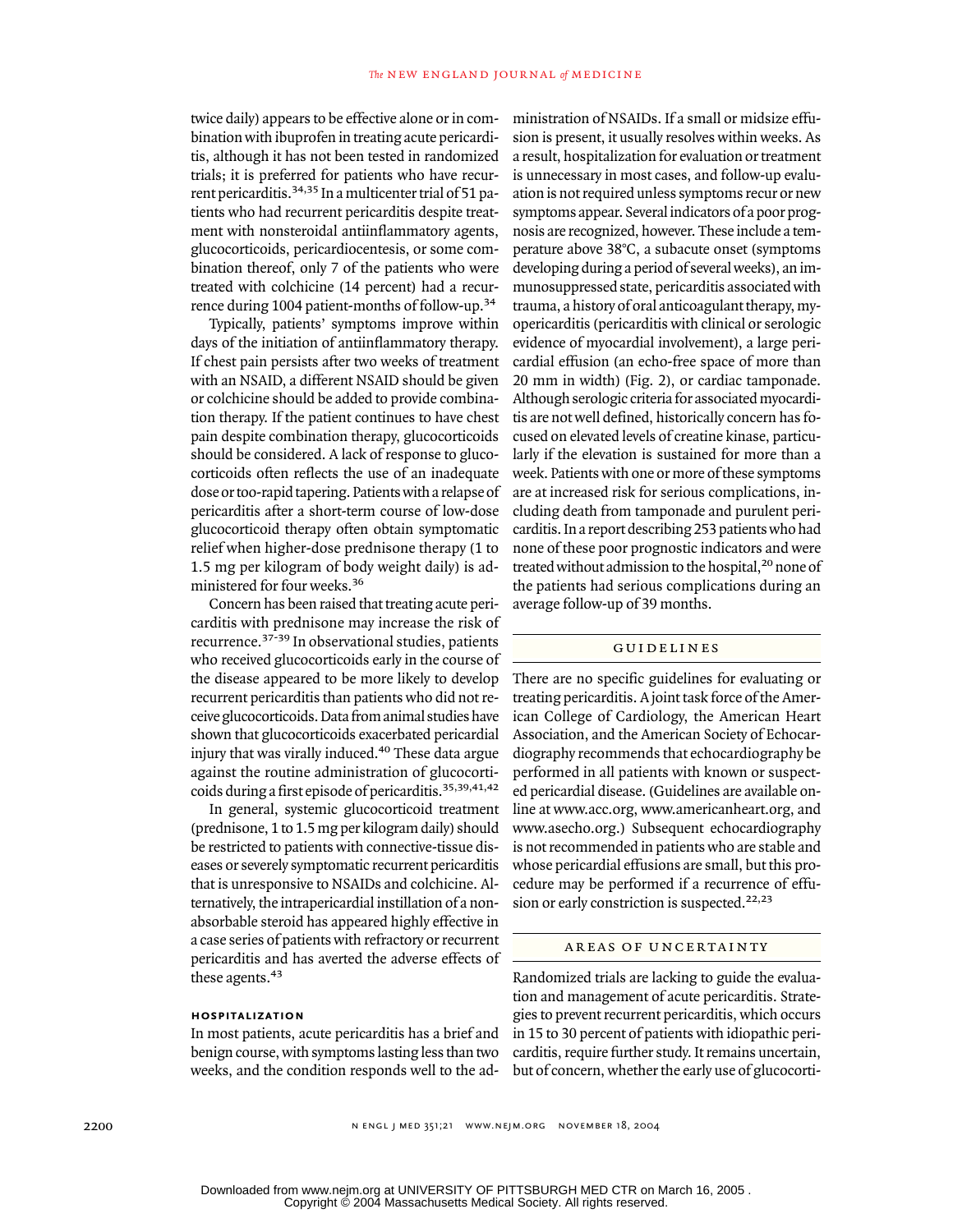twice daily) appears to be effective alone or in combination with ibuprofen in treating acute pericarditis, although it has not been tested in randomized trials; it is preferred for patients who have recurrent pericarditis.[34,35] In a multicenter trial of 51 patients who had recurrent pericarditis despite treatment with nonsteroidal antiinflammatory agents, glucocorticoids, pericardiocentesis, or some combination thereof, only 7 of the patients who were treated with colchicine (14 percent) had a recurrence during 1004 patient-months of follow-up.[34]

Typically, patients' symptoms improve within days of the initiation of antiinflammatory therapy. If chest pain persists after two weeks of treatment with an NSAID, a different NSAID should be given or colchicine should be added to provide combination therapy. If the patient continues to have chest pain despite combination therapy, glucocorticoids should be considered. A lack of response to glucocorticoids often reflects the use of an inadequate dose or too-rapid tapering. Patients with a relapse of pericarditis after a short-term course of low-dose glucocorticoid therapy often obtain symptomatic relief when higher-dose prednisone therapy (1 to 1.5 mg per kilogram of body weight daily) is administered for four weeks.[36]

Concern has been raised that treating acute pericarditis with prednisone may increase the risk of recurrence.[37-39] In observational studies, patients who received glucocorticoids early in the course of the disease appeared to be more likely to develop recurrent pericarditis than patients who did not receive glucocorticoids. Data from animal studies have shown that glucocorticoids exacerbated pericardial injury that was virally induced.[40] These data argue against the routine administration of glucocorticoids during a first episode of pericarditis.[35,39,41,42]

In general, systemic glucocorticoid treatment (prednisone, 1 to 1.5 mg per kilogram daily) should be restricted to patients with connective-tissue diseases or severely symptomatic recurrent pericarditis that is unresponsive to NSAIDs and colchicine. Alternatively, the intrapericardial instillation of a nonabsorbable steroid has appeared highly effective in a case series of patients with refractory or recurrent pericarditis and has averted the adverse effects of these agents.[43]

### HOSPITALIZATION

In most patients, acute pericarditis has a brief and benign course, with symptoms lasting less than two weeks, and the condition responds well to the administration of NSAIDs. If a small or midsize effusion is present, it usually resolves within weeks. As a result, hospitalization for evaluation or treatment is unnecessary in most cases, and follow-up evaluation is not required unless symptoms recur or new symptoms appear. Several indicators of a poor prognosis are recognized, however. These include a temperature above 38°C, a subacute onset (symptoms developing during a period of several weeks), an immunosuppressed state, pericarditis associated with trauma, a history of oral anticoagulant therapy, myopericarditis (pericarditis with clinical or serologic evidence of myocardial involvement), a large pericardial effusion (an echo-free space of more than 20 mm in width) (Fig. 2), or cardiac tamponade. Although serologic criteria for associated myocarditis are not well defined, historically concern has focused on elevated levels of creatine kinase, particularly if the elevation is sustained for more than a week. Patients with one or more of these symptoms are at increased risk for serious complications, including death from tamponade and purulent pericarditis. In a report describing 253 patients who had none of these poor prognostic indicators and were treated without admission to the hospital,[20] none of the patients had serious complications during an average follow-up of 39 months.

## GUIDELINES

There are no specific guidelines for evaluating or treating pericarditis. A joint task force of the American College of Cardiology, the American Heart Association, and the American Society of Echocardiography recommends that echocardiography be performed in all patients with known or suspected pericardial disease. (Guidelines are available online at www.acc.org, www.americanheart.org, and www.asecho.org.) Subsequent echocardiography is not recommended in patients who are stable and whose pericardial effusions are small, but this procedure may be performed if a recurrence of effusion or early constriction is suspected.[22,23]

## AREAS OF UNCERTAINTY

Randomized trials are lacking to guide the evaluation and management of acute pericarditis. Strategies to prevent recurrent pericarditis, which occurs in 15 to 30 percent of patients with idiopathic pericarditis, require further study. It remains uncertain, but of concern, whether the early use of glucocorti-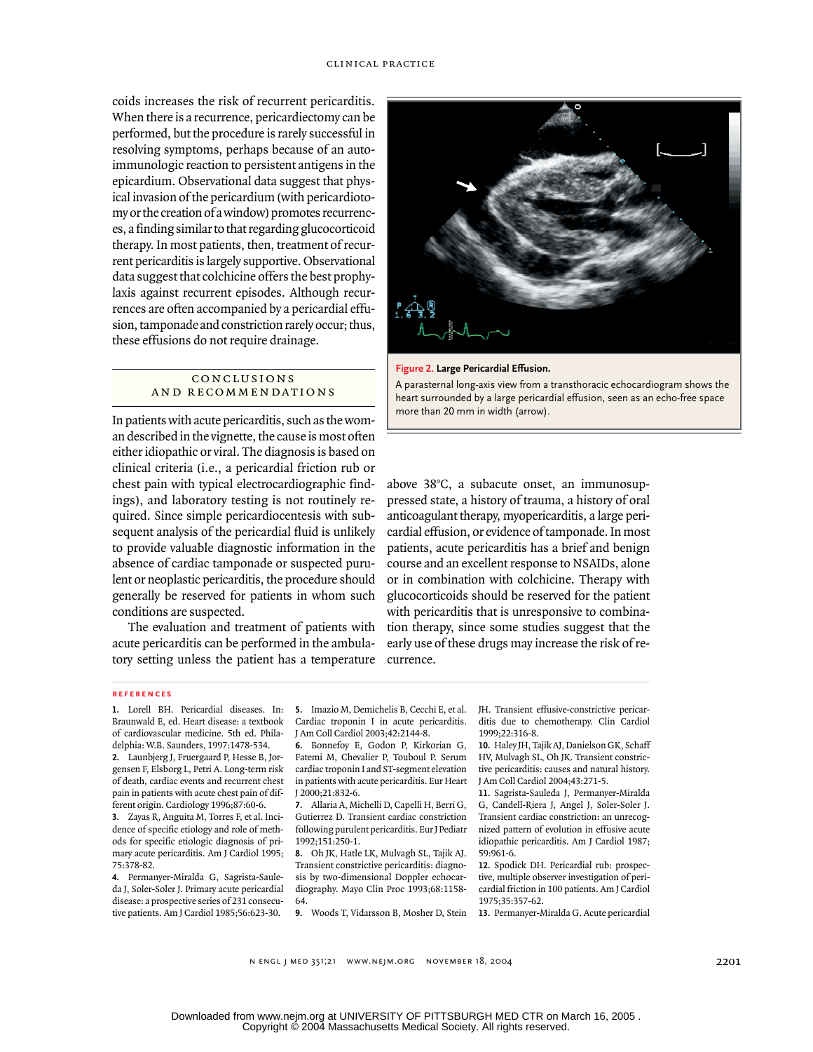coids increases the risk of recurrent pericarditis. When there is a recurrence, pericardiectomy can be performed, but the procedure is rarely successful in resolving symptoms, perhaps because of an autoimmunologic reaction to persistent antigens in the epicardium. Observational data suggest that physical invasion of the pericardium (with pericardiotomy or the creation of a window) promotes recurrences, a finding similar to that regarding glucocorticoid therapy. In most patients, then, treatment of recurrent pericarditis is largely supportive. Observational data suggest that colchicine offers the best prophylaxis against recurrent episodes. Although recurrences are often accompanied by a pericardial effusion, tamponade and constriction rarely occur; thus, these effusions do not require drainage.

**Figure 2. Large Pericardial Effusion.**

A parasternal long-axis view from a transthoracic echocardiogram shows the heart surrounded by a large pericardial effusion, seen as an echo-free space more than 20 mm in width (arrow).

## CONCLUSIONS AND RECOMMENDATIONS

In patients with acute pericarditis, such as the woman described in the vignette, the cause is most often either idiopathic or viral. The diagnosis is based on clinical criteria (i.e., a pericardial friction rub or chest pain with typical electrocardiographic findings), and laboratory testing is not routinely required. Since simple pericardiocentesis with subsequent analysis of the pericardial fluid is unlikely to provide valuable diagnostic information in the absence of cardiac tamponade or suspected purulent or neoplastic pericarditis, the procedure should generally be reserved for patients in whom such conditions are suspected.

The evaluation and treatment of patients with acute pericarditis can be performed in the ambulatory setting unless the patient has a temperature above 38°C, a subacute onset, an immunosuppressed state, a history of trauma, a history of oral anticoagulant therapy, myopericarditis, a large pericardial effusion, or evidence of tamponade. In most patients, acute pericarditis has a brief and benign course and an excellent response to NSAIDs, alone or in combination with colchicine. Therapy with glucocorticoids should be reserved for the patient with pericarditis that is unresponsive to combination therapy, since some studies suggest that the early use of these drugs may increase the risk of recurrence.

### REFERENCES

1. Lorell BH. Pericardial diseases. In: Braunwald E, ed. Heart disease: a textbook of cardiovascular medicine. 5th ed. Philadelphia: W.B. Saunders, 1997:1478-534.
2. Launbjerg J, Fruergaard P, Hesse B, Jorgensen F, Elsborg L, Petri A. Long-term risk of death, cardiac events and recurrent chest pain in patients with acute chest pain of different origin. Cardiology 1996;87:60-6.
3. Zayas R, Anguita M, Torres F, et al. Incidence of specific etiology and role of methods for specific etiologic diagnosis of primary acute pericarditis. Am J Cardiol 1995; 75:378-82.
4. Permanyer-Miralda G, Sagrista-Sauleda J, Soler-Soler J. Primary acute pericardial disease: a prospective series of 231 consecutive patients. Am J Cardiol 1985;56:623-30.
5. Imazio M, Demichelis B, Cecchi E, et al. Cardiac troponin I in acute pericarditis. J Am Coll Cardiol 2003;42:2144-8.
6. Bonnefoy E, Godon P, Kirkorian G, Fatemi M, Chevalier P, Touboul P. Serum cardiac troponin I and ST-segment elevation in patients with acute pericarditis. Eur Heart J 2000;21:832-6.
7. Allaria A, Michelli D, Capelli H, Berri G, Gutierrez D. Transient cardiac constriction following purulent pericarditis. Eur J Pediatr 1992;151:250-1.
8. Oh JK, Hatle LK, Mulvagh SL, Tajik AJ. Transient constrictive pericarditis: diagnosis by two-dimensional Doppler echocardiography. Mayo Clin Proc 1993;68:1158-64.
9. Woods T, Vidarsson B, Mosher D, Stein JH. Transient effusive-constrictive pericarditis due to chemotherapy. Clin Cardiol 1999;22:316-8.
10. Haley JH, Tajik AJ, Danielson GK, Schaff HV, Mulvagh SL, Oh JK. Transient constrictive pericarditis: causes and natural history. J Am Coll Cardiol 2004;43:271-5.
11. Sagrista-Sauleda J, Permanyer-Miralda G, Candell-Riera J, Angel J, Soler-Soler J. Transient cardiac constriction: an unrecognized pattern of evolution in effusive acute idiopathic pericarditis. Am J Cardiol 1987; 59:961-6.
12. Spodick DH. Pericardial rub: prospective, multiple observer investigation of pericardial friction in 100 patients. Am J Cardiol 1975;35:357-62.
13. Permanyer-Miralda G. Acute pericardial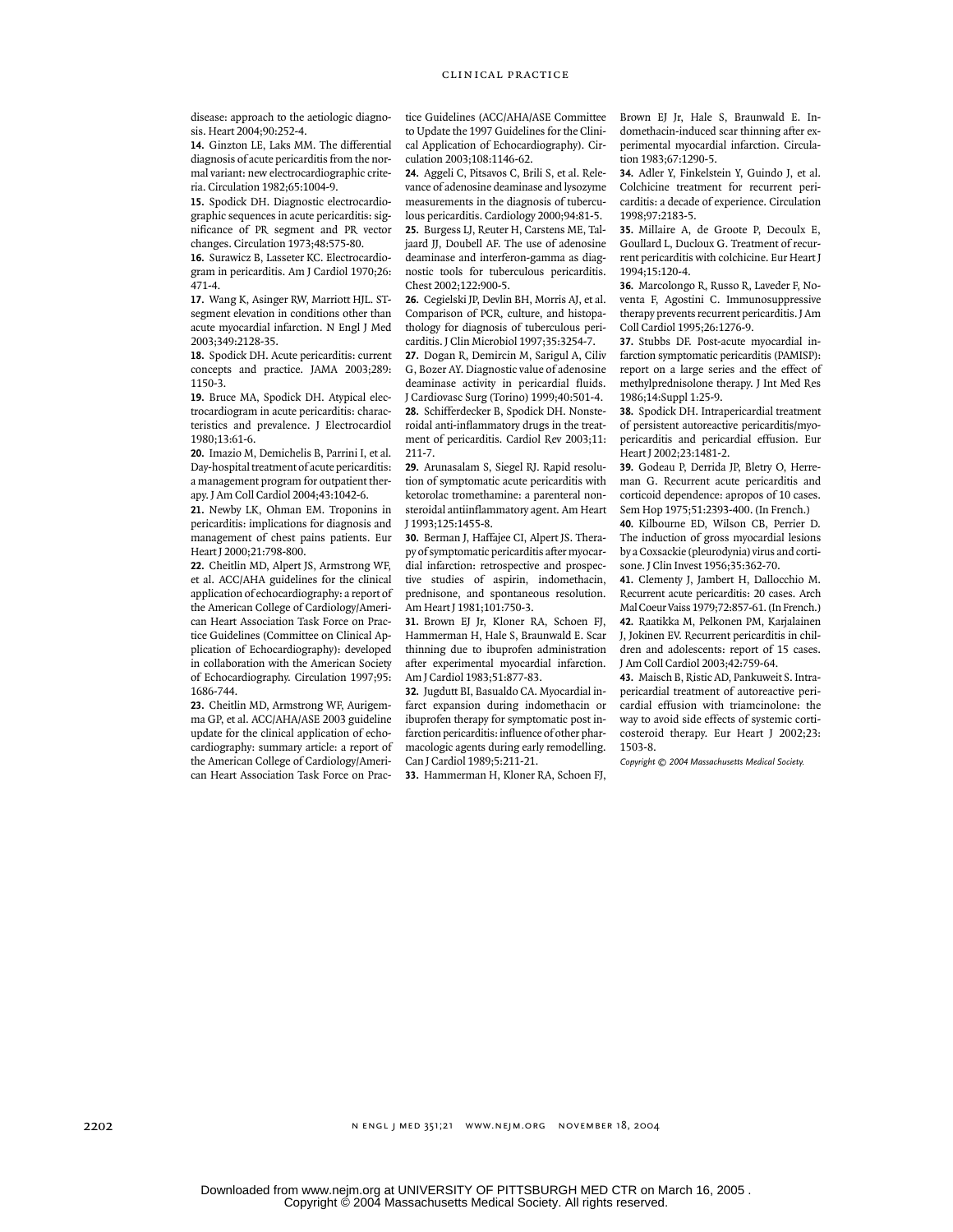disease: approach to the aetiologic diagnosis. Heart 2004;90:252-4.

**14.** Ginzton LE, Laks MM. The differential diagnosis of acute pericarditis from the normal variant: new electrocardiographic criteria. Circulation 1982;65:1004-9.

**15.** Spodick DH. Diagnostic electrocardiographic sequences in acute pericarditis: significance of PR segment and PR vector changes. Circulation 1973;48:575-80.

**16.** Surawicz B, Lasseter KC. Electrocardiogram in pericarditis. Am J Cardiol 1970;26:471-4.

**17.** Wang K, Asinger RW, Marriott HJL. ST-segment elevation in conditions other than acute myocardial infarction. N Engl J Med 2003;349:2128-35.

**18.** Spodick DH. Acute pericarditis: current concepts and practice. JAMA 2003;289:1150-3.

**19.** Bruce MA, Spodick DH. Atypical electrocardiogram in acute pericarditis: characteristics and prevalence. J Electrocardiol 1980;13:61-6.

**20.** Imazio M, Demichelis B, Parrini I, et al. Day-hospital treatment of acute pericarditis: a management program for outpatient therapy. J Am Coll Cardiol 2004;43:1042-6.

**21.** Newby LK, Ohman EM. Troponins in pericarditis: implications for diagnosis and management of chest pains patients. Eur Heart J 2000;21:798-800.

**22.** Cheitlin MD, Alpert JS, Armstrong WF, et al. ACC/AHA guidelines for the clinical application of echocardiography: a report of the American College of Cardiology/American Heart Association Task Force on Practice Guidelines (Committee on Clinical Application of Echocardiography): developed in collaboration with the American Society of Echocardiography. Circulation 1997;95:1686-744.

**23.** Cheitlin MD, Armstrong WF, Aurigemma GP, et al. ACC/AHA/ASE 2003 guideline update for the clinical application of echocardiography: summary article: a report of the American College of Cardiology/American Heart Association Task Force on Practice Guidelines (ACC/AHA/ASE Committee to Update the 1997 Guidelines for the Clinical Application of Echocardiography). Circulation 2003;108:1146-62.

**24.** Aggeli C, Pitsavos C, Brili S, et al. Relevance of adenosine deaminase and lysozyme measurements in the diagnosis of tuberculous pericarditis. Cardiology 2000;94:81-5.

**25.** Burgess LJ, Reuter H, Carstens ME, Taljaard JJ, Doubell AF. The use of adenosine deaminase and interferon-gamma as diagnostic tools for tuberculous pericarditis. Chest 2002;122:900-5.

**26.** Cegielski JP, Devlin BH, Morris AJ, et al. Comparison of PCR, culture, and histopathology for diagnosis of tuberculous pericarditis. J Clin Microbiol 1997;35:3254-7.

**27.** Dogan R, Demircin M, Sarigul A, Ciliv G, Bozer AY. Diagnostic value of adenosine deaminase activity in pericardial fluids. J Cardiovasc Surg (Torino) 1999;40:501-4.

**28.** Schifferdecker B, Spodick DH. Nonsteroidal anti-inflammatory drugs in the treatment of pericarditis. Cardiol Rev 2003;11:211-7.

**29.** Arunasalam S, Siegel RJ. Rapid resolution of symptomatic acute pericarditis with ketorolac tromethamine: a parenteral nonsteroidal antiinflammatory agent. Am Heart J 1993;125:1455-8.

**30.** Berman J, Haffajee CI, Alpert JS. Therapy of symptomatic pericarditis after myocardial infarction: retrospective and prospective studies of aspirin, indomethacin, prednisone, and spontaneous resolution. Am Heart J 1981;101:750-3.

**31.** Brown EJ Jr, Kloner RA, Schoen FJ, Hammerman H, Hale S, Braunwald E. Scar thinning due to ibuprofen administration after experimental myocardial infarction. Am J Cardiol 1983;51:877-83.

**32.** Jugdutt BI, Basualdo CA. Myocardial infarct expansion during indomethacin or ibuprofen therapy for symptomatic post infarction pericarditis: influence of other pharmacologic agents during early remodelling. Can J Cardiol 1989;5:211-21.

**33.** Hammerman H, Kloner RA, Schoen FJ, Brown EJ Jr, Hale S, Braunwald E. Indomethacin-induced scar thinning after experimental myocardial infarction. Circulation 1983;67:1290-5.

**34.** Adler Y, Finkelstein Y, Guindo J, et al. Colchicine treatment for recurrent pericarditis: a decade of experience. Circulation 1998;97:2183-5.

**35.** Millaire A, de Groote P, Decoulx E, Goullard L, Ducloux G. Treatment of recurrent pericarditis with colchicine. Eur Heart J 1994;15:120-4.

**36.** Marcolongo R, Russo R, Laveder F, Noventa F, Agostini C. Immunosuppressive therapy prevents recurrent pericarditis. J Am Coll Cardiol 1995;26:1276-9.

**37.** Stubbs DF. Post-acute myocardial infarction symptomatic pericarditis (PAMISP): report on a large series and the effect of methylprednisolone therapy. J Int Med Res 1986;14:Suppl 1:25-9.

**38.** Spodick DH. Intrapericardial treatment of persistent autoreactive pericarditis/myopericarditis and pericardial effusion. Eur Heart J 2002;23:1481-2.

**39.** Godeau P, Derrida JP, Bletry O, Herreman G. Recurrent acute pericarditis and corticoid dependence: apropos of 10 cases. Sem Hop 1975;51:2393-400. (In French.)

**40.** Kilbourne ED, Wilson CB, Perrier D. The induction of gross myocardial lesions by a Coxsackie (pleurodynia) virus and cortisone. J Clin Invest 1956;35:362-70.

**41.** Clementy J, Jambert H, Dallocchio M. Recurrent acute pericarditis: 20 cases. Arch Mal Coeur Vaiss 1979;72:857-61. (In French.)

**42.** Raatikka M, Pelkonen PM, Karjalainen J, Jokinen EV. Recurrent pericarditis in children and adolescents: report of 15 cases. J Am Coll Cardiol 2003;42:759-64.

**43.** Maisch B, Ristic AD, Pankuweit S. Intrapericardial treatment of autoreactive pericardial effusion with triamcinolone: the way to avoid side effects of systemic corticosteroid therapy. Eur Heart J 2002;23:1503-8.

*Copyright © 2004 Massachusetts Medical Society.*